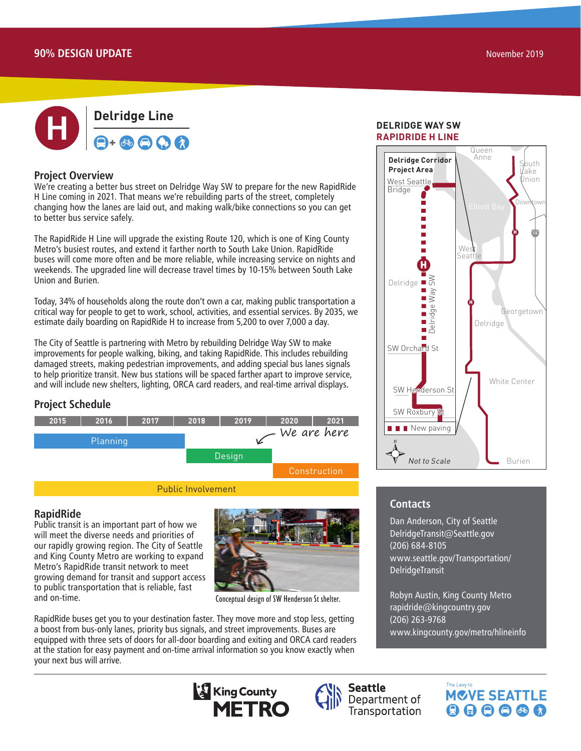90% DESIGN UPDATE

November 2019

# Delridge Line

## Project Overview

We're creating a better bus street on Delridge Way SW to prepare for the new RapidRide H Line coming in 2021. That means we're rebuilding parts of the street, completely changing how the lanes are laid out, and making walk/bike connections so you can get to better bus service safely.

The RapidRide H Line will upgrade the existing Route 120, which is one of King County Metro's busiest routes, and extend it farther north to South Lake Union. RapidRide buses will come more often and be more reliable, while increasing service on nights and weekends. The upgraded line will decrease travel times by 10-15% between South Lake Union and Burien.

Today, 34% of households along the route don't own a car, making public transportation a critical way for people to get to work, school, activities, and essential services. By 2035, we estimate daily boarding on RapidRide H to increase from 5,200 to over 7,000 a day.

The City of Seattle is partnering with Metro by rebuilding Delridge Way SW to make improvements for people walking, biking, and taking RapidRide. This includes rebuilding damaged streets, making pedestrian improvements, and adding special bus lanes signals to help prioritize transit. New bus stations will be spaced farther apart to improve service, and will include new shelters, lighting, ORCA card readers, and real-time arrival displays.

## Project Schedule

| 2015 | 2016 | 2017 | 2018 | 2019 | 2020 | 2021 |
|---|---|---|---|---|---|---|
| Planning | Planning | Planning | | | | |
| | | | Design | Design | | |
| | | | | | Construction | Construction |
| Public Involvement | Public Involvement | Public Involvement | Public Involvement | Public Involvement | Public Involvement | Public Involvement |

*We are here* (end of 2019)

## RapidRide

Public transit is an important part of how we will meet the diverse needs and priorities of our rapidly growing region. The City of Seattle and King County Metro are working to expand Metro's RapidRide transit network to meet growing demand for transit and support access to public transportation that is reliable, fast and on-time.

Conceptual design of SW Henderson St shelter.

RapidRide buses get you to your destination faster. They move more and stop less, getting a boost from bus-only lanes, priority bus signals, and street improvements. Buses are equipped with three sets of doors for all-door boarding and exiting and ORCA card readers at the station for easy payment and on-time arrival information so you know exactly when your next bus will arrive.

## DELRIDGE WAY SW
## RAPIDRIDE H LINE

**Delridge Corridor Project Area**

West Seattle Bridge, Delridge, Delridge Way SW, SW Orchard St, SW Henderson St, SW Roxbury St, Queen Anne, South Lake Union, Elliott Bay, Downtown, West Seattle, Georgetown, Delridge, White Center, Burien

New paving

*Not to Scale*

## Contacts

Dan Anderson, City of Seattle
DelridgeTransit@Seattle.gov
(206) 684-8105
www.seattle.gov/Transportation/DelridgeTransit

Robyn Austin, King County Metro
rapidride@kingcountry.gov
(206) 263-9768
www.kingcounty.gov/metro/hlineinfo

King County METRO | Seattle Department of Transportation | The Levy to MOVE SEATTLE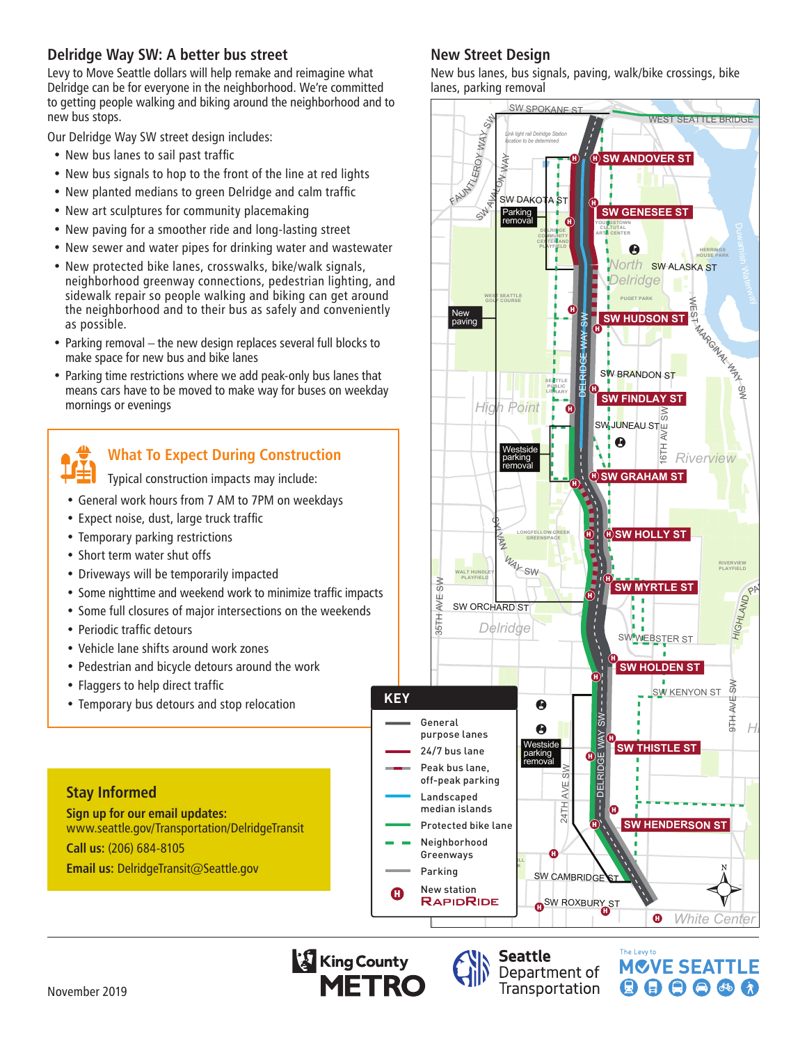## Delridge Way SW: A better bus street

Levy to Move Seattle dollars will help remake and reimagine what Delridge can be for everyone in the neighborhood. We're committed to getting people walking and biking around the neighborhood and to new bus stops.

Our Delridge Way SW street design includes:

- New bus lanes to sail past traffic
- New bus signals to hop to the front of the line at red lights
- New planted medians to green Delridge and calm traffic
- New art sculptures for community placemaking
- New paving for a smoother ride and long-lasting street
- New sewer and water pipes for drinking water and wastewater
- New protected bike lanes, crosswalks, bike/walk signals, neighborhood greenway connections, pedestrian lighting, and sidewalk repair so people walking and biking can get around the neighborhood and to their bus as safely and conveniently as possible.
- Parking removal – the new design replaces several full blocks to make space for new bus and bike lanes
- Parking time restrictions where we add peak-only bus lanes that means cars have to be moved to make way for buses on weekday mornings or evenings

### What To Expect During Construction

Typical construction impacts may include:

- General work hours from 7 AM to 7PM on weekdays
- Expect noise, dust, large truck traffic
- Temporary parking restrictions
- Short term water shut offs
- Driveways will be temporarily impacted
- Some nighttime and weekend work to minimize traffic impacts
- Some full closures of major intersections on the weekends
- Periodic traffic detours
- Vehicle lane shifts around work zones
- Pedestrian and bicycle detours around the work
- Flaggers to help direct traffic
- Temporary bus detours and stop relocation

### Stay Informed

**Sign up for our email updates:**
www.seattle.gov/Transportation/DelridgeTransit

**Call us:** (206) 684-8105

**Email us:** DelridgeTransit@Seattle.gov

## New Street Design

New bus lanes, bus signals, paving, walk/bike crossings, bike lanes, parking removal

SW SPOKANE ST
WEST SEATTLE BRIDGE
Link light rail Delridge Station location to be determined
SW ANDOVER ST
SW DAKOTA ST
Parking removal
SW GENESEE ST
North Delridge
SW ALASKA ST
New paving
SW HUDSON ST
SW BRANDON ST
SW FINDLAY ST
High Point
SW JUNEAU ST
Westside parking removal
Riverview
SW GRAHAM ST
SW HOLLY ST
SW MYRTLE ST
SW ORCHARD ST
Delridge
SW WEBSTER ST
SW HOLDEN ST
SW KENYON ST
Westside parking removal
SW THISTLE ST
SW HENDERSON ST
SW CAMBRIDGE ST
SW ROXBURY ST
White Center
DELRIDGE WAY SW
16TH AVE SW
35TH AVE SW
24TH AVE SW
9TH AVE SW
WEST MARGINAL WAY SW
SW AVALON WAY
FAUNTLEROY WAY SW
SW VAN WAY SW
Duwamish Waterway

**KEY**

- General purpose lanes
- 24/7 bus lane
- Peak bus lane, off-peak parking
- Landscaped median islands
- Protected bike lane
- Neighborhood Greenways
- Parking
- New station RapidRide

King County METRO | Seattle Department of Transportation | The Levy to MOVE SEATTLE

November 2019